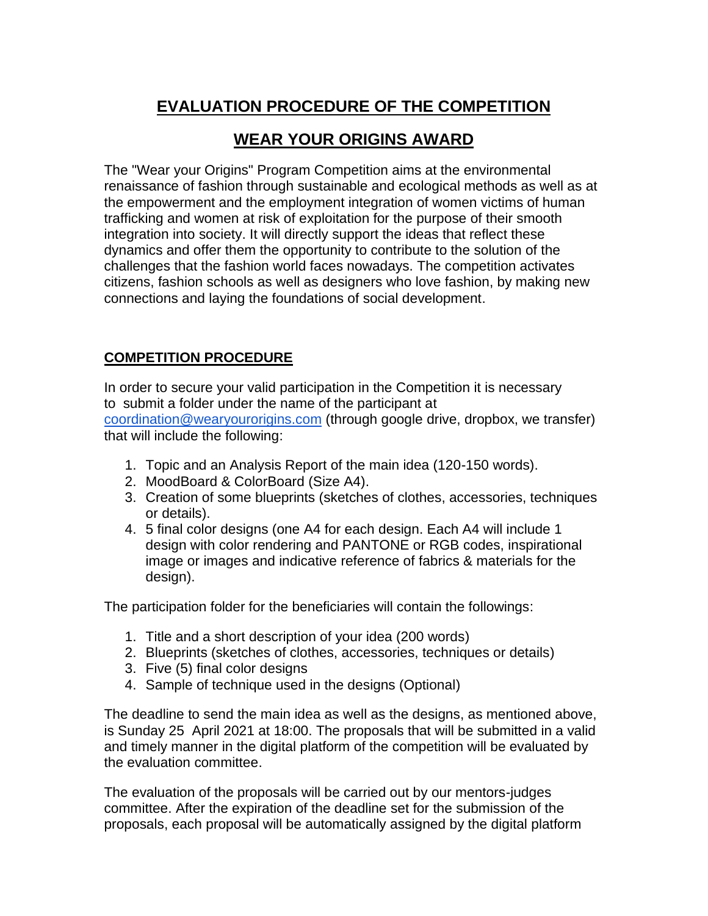# EVALUATION PROCEDURE OF THE COMPETITION

# WEAR YOUR ORIGINS AWARD

The "Wear your Origins" Program Competition aims at the environmental renaissance of fashion through sustainable and ecological methods as well as at the empowerment and the employment integration of women victims of human trafficking and women at risk of exploitation for the purpose of their smooth integration into society. It will directly support the ideas that reflect these dynamics and offer them the opportunity to contribute to the solution of the challenges that the fashion world faces nowadays. The competition activates citizens, fashion schools as well as designers who love fashion, by making new connections and laying the foundations of social development.

## COMPETITION PROCEDURE

In order to secure your valid participation in the Competition it is necessary to submit a folder under the name of the participant at coordination@wearyourorigins.com (through google drive, dropbox, we transfer) that will include the following:

1. Topic and an Analysis Report of the main idea (120-150 words).
2. MoodBoard & ColorBoard (Size A4).
3. Creation of some blueprints (sketches of clothes, accessories, techniques or details).
4. 5 final color designs (one A4 for each design. Each A4 will include 1 design with color rendering and PANTONE or RGB codes, inspirational image or images and indicative reference of fabrics & materials for the design).

The participation folder for the beneficiaries will contain the followings:

1. Title and a short description of your idea (200 words)
2. Blueprints (sketches of clothes, accessories, techniques or details)
3. Five (5) final color designs
4. Sample of technique used in the designs (Optional)

The deadline to send the main idea as well as the designs, as mentioned above, is Sunday 25 April 2021 at 18:00. The proposals that will be submitted in a valid and timely manner in the digital platform of the competition will be evaluated by the evaluation committee.

The evaluation of the proposals will be carried out by our mentors-judges committee. After the expiration of the deadline set for the submission of the proposals, each proposal will be automatically assigned by the digital platform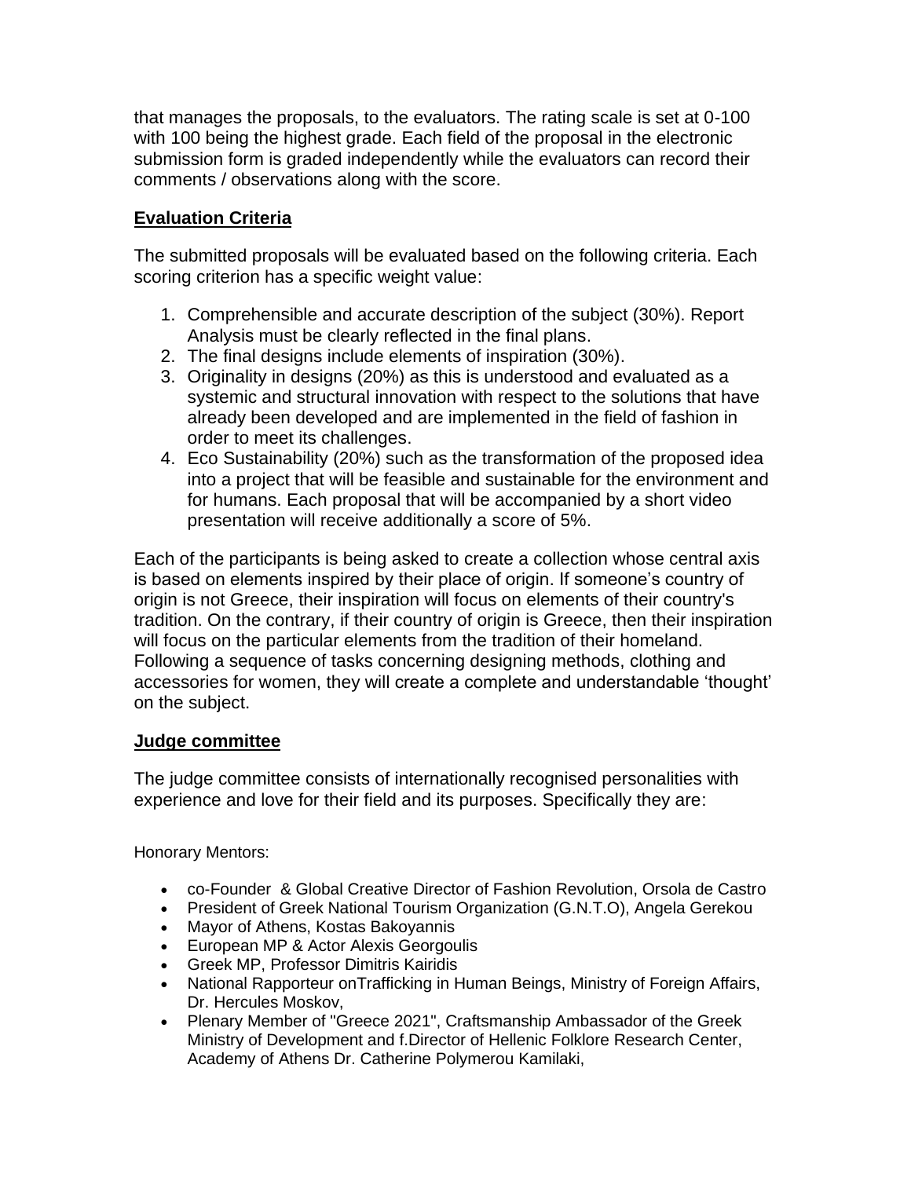that manages the proposals, to the evaluators. The rating scale is set at 0-100 with 100 being the highest grade. Each field of the proposal in the electronic submission form is graded independently while the evaluators can record their comments / observations along with the score.

## Evaluation Criteria

The submitted proposals will be evaluated based on the following criteria. Each scoring criterion has a specific weight value:

1. Comprehensible and accurate description of the subject (30%). Report Analysis must be clearly reflected in the final plans.
2. The final designs include elements of inspiration (30%).
3. Originality in designs (20%) as this is understood and evaluated as a systemic and structural innovation with respect to the solutions that have already been developed and are implemented in the field of fashion in order to meet its challenges.
4. Eco Sustainability (20%) such as the transformation of the proposed idea into a project that will be feasible and sustainable for the environment and for humans. Each proposal that will be accompanied by a short video presentation will receive additionally a score of 5%.

Each of the participants is being asked to create a collection whose central axis is based on elements inspired by their place of origin. If someone's country of origin is not Greece, their inspiration will focus on elements of their country's tradition. On the contrary, if their country of origin is Greece, then their inspiration will focus on the particular elements from the tradition of their homeland. Following a sequence of tasks concerning designing methods, clothing and accessories for women, they will create a complete and understandable 'thought' on the subject.

## Judge committee

The judge committee consists of internationally recognised personalities with experience and love for their field and its purposes. Specifically they are:

Honorary Mentors:

- co-Founder & Global Creative Director of Fashion Revolution, Orsola de Castro
- President of Greek National Tourism Organization (G.N.T.O), Angela Gerekou
- Mayor of Athens, Kostas Bakoyannis
- European MP & Actor Alexis Georgoulis
- Greek MP, Professor Dimitris Kairidis
- National Rapporteur onTrafficking in Human Beings, Ministry of Foreign Affairs, Dr. Hercules Moskov,
- Plenary Member of "Greece 2021", Craftsmanship Ambassador of the Greek Ministry of Development and f.Director of Hellenic Folklore Research Center, Academy of Athens Dr. Catherine Polymerou Kamilaki,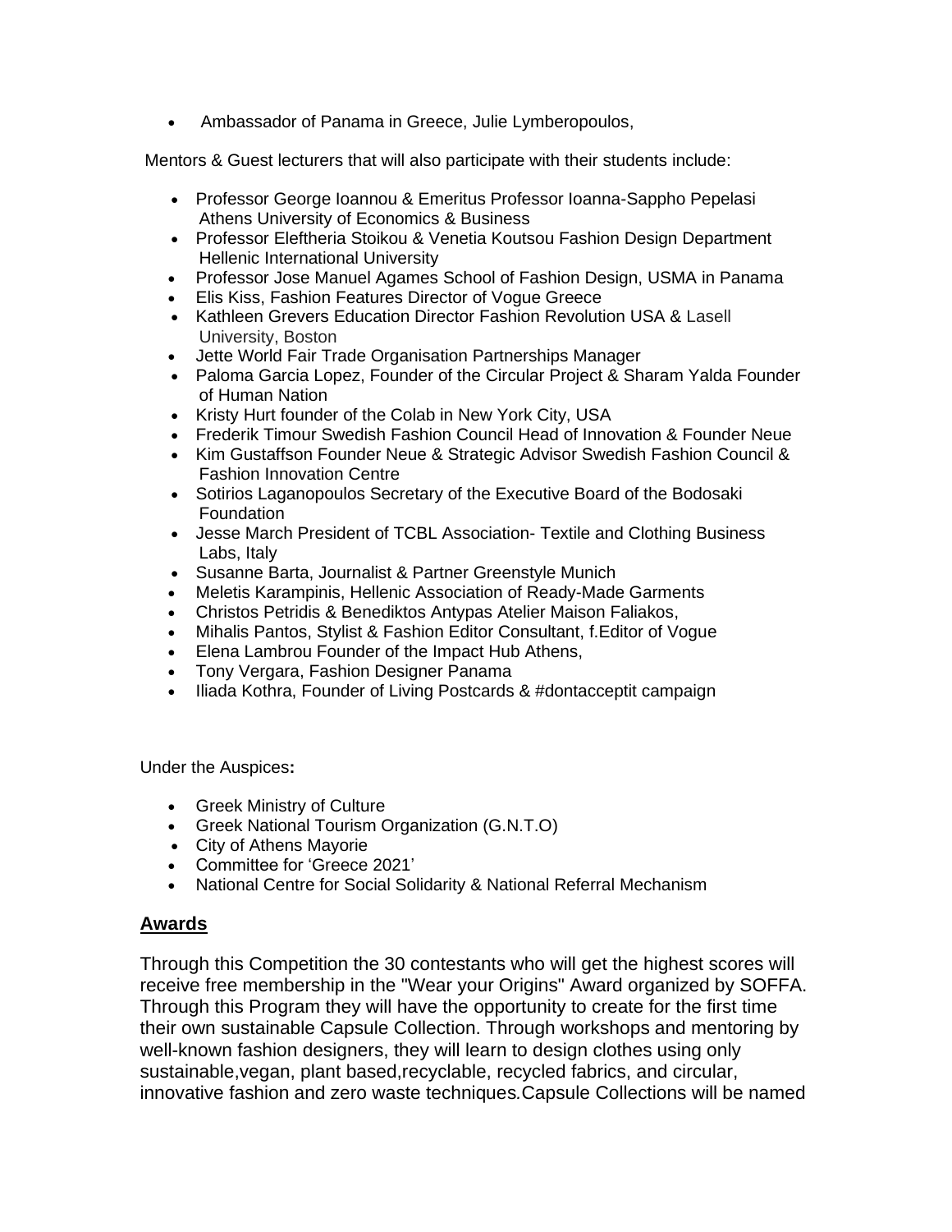- Ambassador of Panama in Greece, Julie Lymberopoulos,

Mentors & Guest lecturers that will also participate with their students include:

- Professor George Ioannou & Emeritus Professor Ioanna-Sappho Pepelasi Athens University of Economics & Business
- Professor Eleftheria Stoikou & Venetia Koutsou Fashion Design Department Hellenic International University
- Professor Jose Manuel Agames School of Fashion Design, USMA in Panama
- Elis Kiss, Fashion Features Director of Vogue Greece
- Kathleen Grevers Education Director Fashion Revolution USA & Lasell University, Boston
- Jette World Fair Trade Organisation Partnerships Manager
- Paloma Garcia Lopez, Founder of the Circular Project & Sharam Yalda Founder of Human Nation
- Kristy Hurt founder of the Colab in New York City, USA
- Frederik Timour Swedish Fashion Council Head of Innovation & Founder Neue
- Kim Gustaffson Founder Neue & Strategic Advisor Swedish Fashion Council & Fashion Innovation Centre
- Sotirios Laganopoulos Secretary of the Executive Board of the Bodosaki Foundation
- Jesse March President of TCBL Association- Textile and Clothing Business Labs, Italy
- Susanne Barta, Journalist & Partner Greenstyle Munich
- Meletis Karampinis, Hellenic Association of Ready-Made Garments
- Christos Petridis & Benediktos Antypas Atelier Maison Faliakos,
- Mihalis Pantos, Stylist & Fashion Editor Consultant, f.Editor of Vogue
- Elena Lambrou Founder of the Impact Hub Athens,
- Tony Vergara, Fashion Designer Panama
- Iliada Kothra, Founder of Living Postcards & #dontacceptit campaign

Under the Auspices**:**

- Greek Ministry of Culture
- Greek National Tourism Organization (G.N.T.O)
- City of Athens Mayorie
- Committee for 'Greece 2021'
- National Centre for Social Solidarity & National Referral Mechanism

## Awards

Through this Competition the 30 contestants who will get the highest scores will receive free membership in the "Wear your Origins" Award organized by SOFFA. Through this Program they will have the opportunity to create for the first time their own sustainable Capsule Collection. Through workshops and mentoring by well-known fashion designers, they will learn to design clothes using only sustainable,vegan, plant based,recyclable, recycled fabrics, and circular, innovative fashion and zero waste techniques.Capsule Collections will be named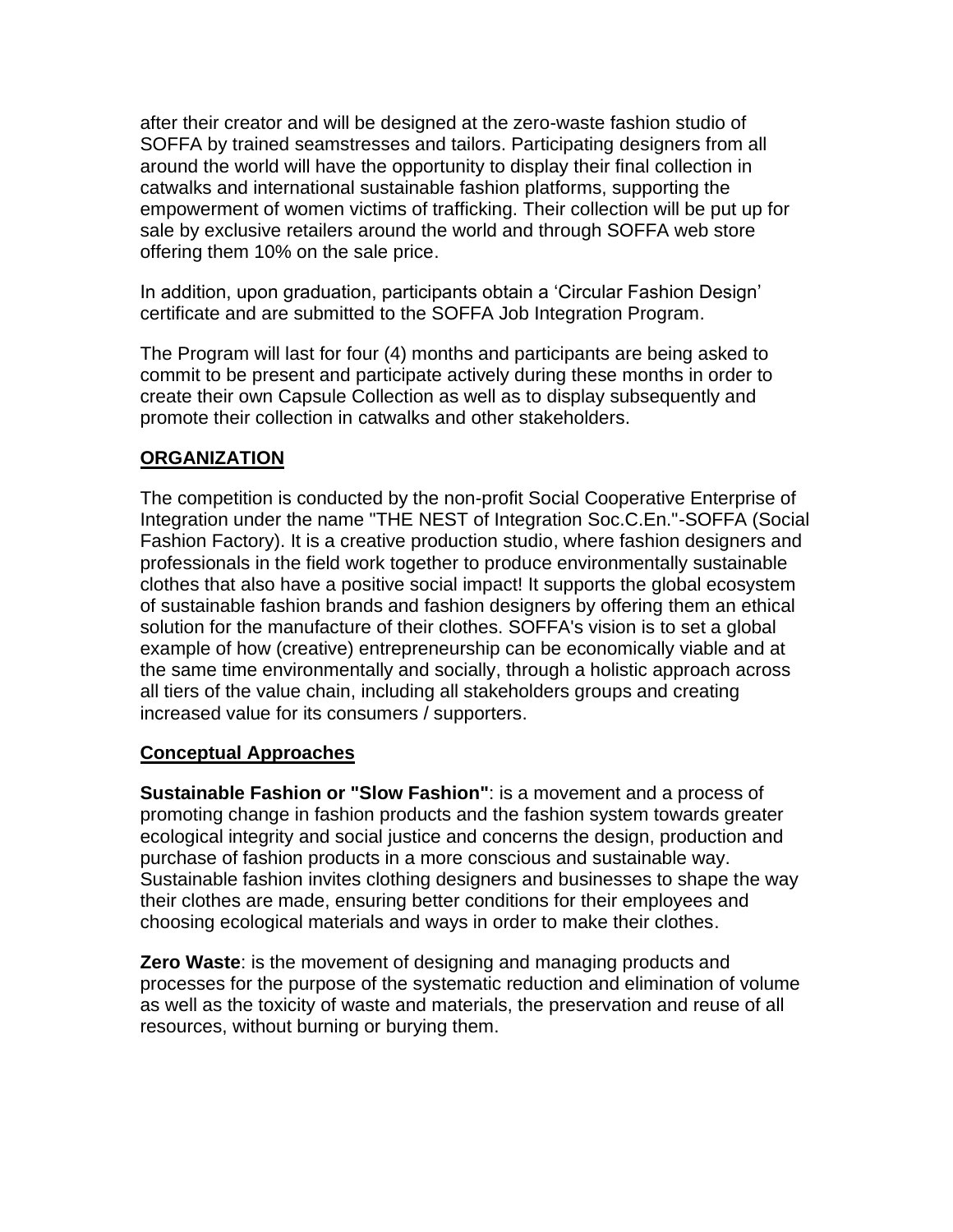after their creator and will be designed at the zero-waste fashion studio of SOFFA by trained seamstresses and tailors. Participating designers from all around the world will have the opportunity to display their final collection in catwalks and international sustainable fashion platforms, supporting the empowerment of women victims of trafficking. Their collection will be put up for sale by exclusive retailers around the world and through SOFFA web store offering them 10% on the sale price.

In addition, upon graduation, participants obtain a 'Circular Fashion Design' certificate and are submitted to the SOFFA Job Integration Program.

The Program will last for four (4) months and participants are being asked to commit to be present and participate actively during these months in order to create their own Capsule Collection as well as to display subsequently and promote their collection in catwalks and other stakeholders.

## ORGANIZATION

The competition is conducted by the non-profit Social Cooperative Enterprise of Integration under the name "THE NEST of Integration Soc.C.En."-SOFFA (Social Fashion Factory). It is a creative production studio, where fashion designers and professionals in the field work together to produce environmentally sustainable clothes that also have a positive social impact! It supports the global ecosystem of sustainable fashion brands and fashion designers by offering them an ethical solution for the manufacture of their clothes. SOFFA's vision is to set a global example of how (creative) entrepreneurship can be economically viable and at the same time environmentally and socially, through a holistic approach across all tiers of the value chain, including all stakeholders groups and creating increased value for its consumers / supporters.

## Conceptual Approaches

**Sustainable Fashion or "Slow Fashion"**: is a movement and a process of promoting change in fashion products and the fashion system towards greater ecological integrity and social justice and concerns the design, production and purchase of fashion products in a more conscious and sustainable way. Sustainable fashion invites clothing designers and businesses to shape the way their clothes are made, ensuring better conditions for their employees and choosing ecological materials and ways in order to make their clothes.

**Zero Waste**: is the movement of designing and managing products and processes for the purpose of the systematic reduction and elimination of volume as well as the toxicity of waste and materials, the preservation and reuse of all resources, without burning or burying them.